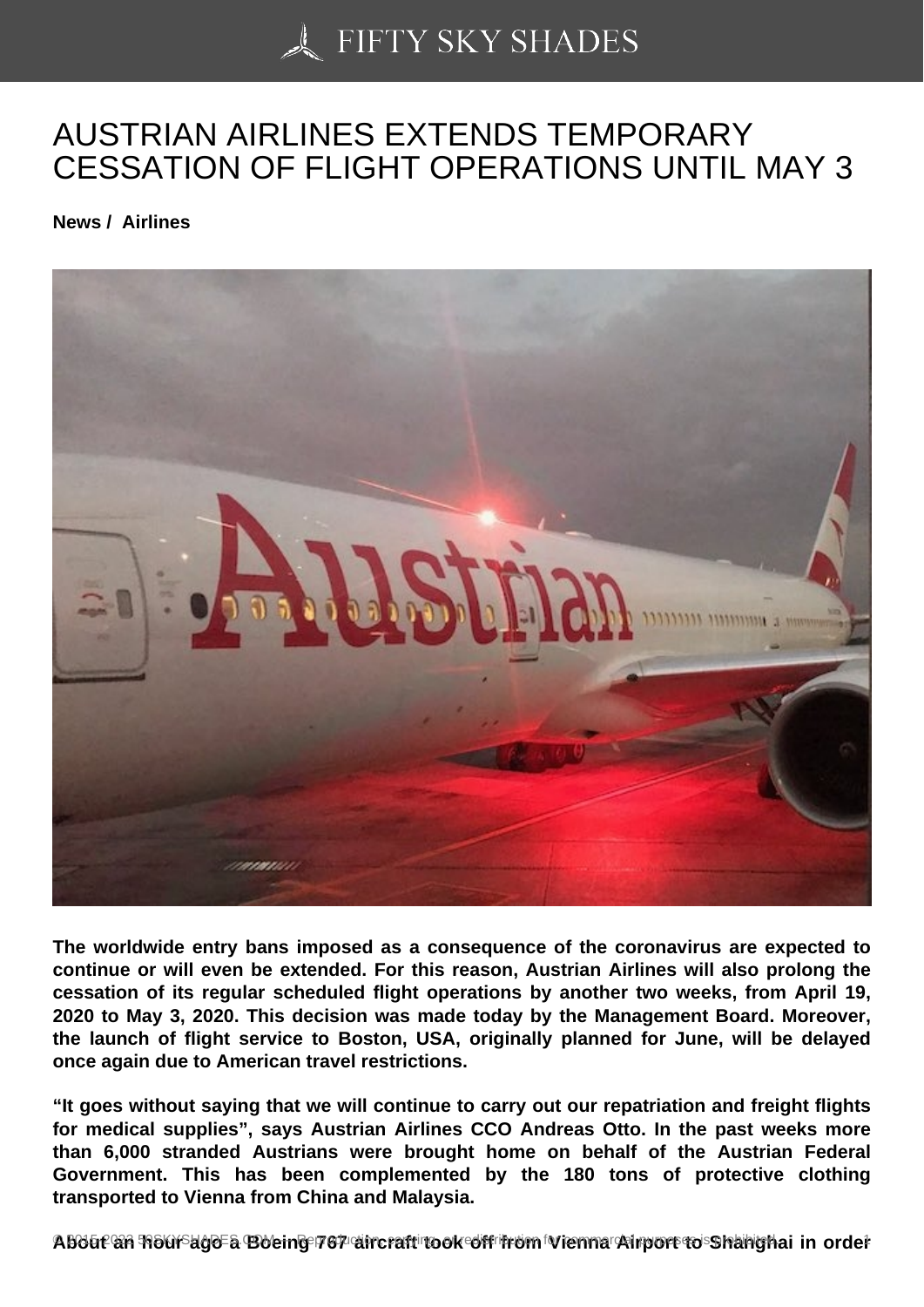# AUSTRIAN AIRLINES EXTENDS TEMPORARY CESSATION OF FLIGHT OPERATIONS UNTIL MAY 3

**News / Airlines**

**The worldwide entry bans imposed as a consequence of the coronavirus are expected to continue or will even be extended. For this reason, Austrian Airlines will also prolong the cessation of its regular scheduled flight operations by another two weeks, from April 19, 2020 to May 3, 2020. This decision was made today by the Management Board. Moreover, the launch of flight service to Boston, USA, originally planned for June, will be delayed once again due to American travel restrictions.**

**"It goes without saying that we will continue to carry out our repatriation and freight flights for medical supplies", says Austrian Airlines CCO Andreas Otto. In the past weeks more than 6,000 stranded Austrians were brought home on behalf of the Austrian Federal Government. This has been complemented by the 180 tons of protective clothing transported to Vienna from China and Malaysia.**

**About an hour ago a Boeing 767 aircraft took off from Vienna Airport to Shanghai in order**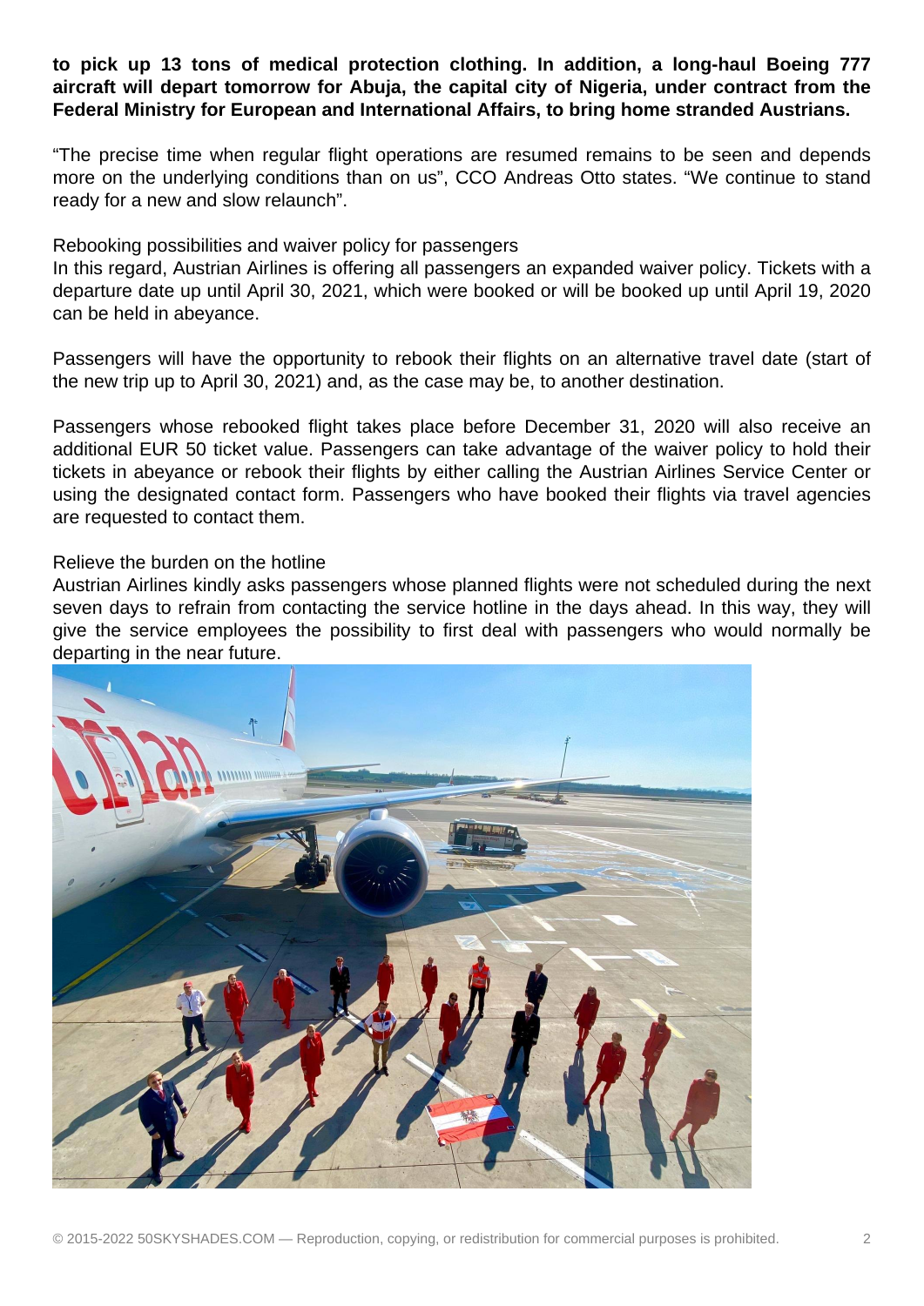**to pick up 13 tons of medical protection clothing. In addition, a long-haul Boeing 777 aircraft will depart tomorrow for Abuja, the capital city of Nigeria, under contract from the Federal Ministry for European and International Affairs, to bring home stranded Austrians.**

“The precise time when regular flight operations are resumed remains to be seen and depends more on the underlying conditions than on us”, CCO Andreas Otto states. “We continue to stand ready for a new and slow relaunch”.

Rebooking possibilities and waiver policy for passengers

In this regard, Austrian Airlines is offering all passengers an expanded waiver policy. Tickets with a departure date up until April 30, 2021, which were booked or will be booked up until April 19, 2020 can be held in abeyance.

Passengers will have the opportunity to rebook their flights on an alternative travel date (start of the new trip up to April 30, 2021) and, as the case may be, to another destination.

Passengers whose rebooked flight takes place before December 31, 2020 will also receive an additional EUR 50 ticket value. Passengers can take advantage of the waiver policy to hold their tickets in abeyance or rebook their flights by either calling the Austrian Airlines Service Center or using the designated contact form. Passengers who have booked their flights via travel agencies are requested to contact them.

Relieve the burden on the hotline

Austrian Airlines kindly asks passengers whose planned flights were not scheduled during the next seven days to refrain from contacting the service hotline in the days ahead. In this way, they will give the service employees the possibility to first deal with passengers who would normally be departing in the near future.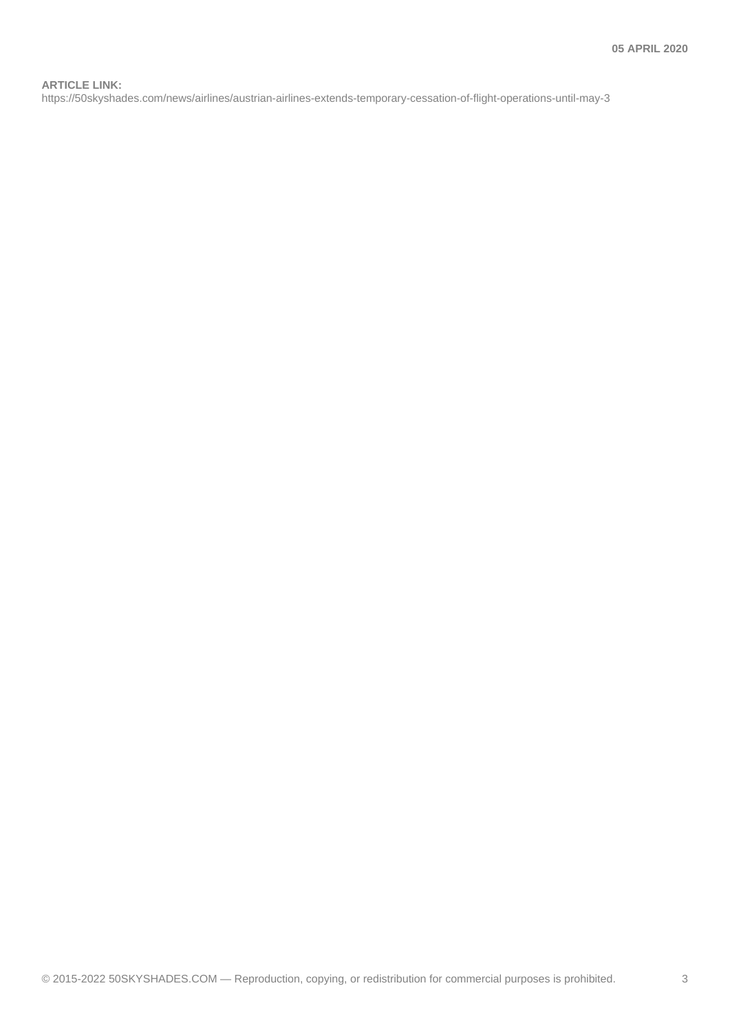**ARTICLE LINK:**
https://50skyshades.com/news/airlines/austrian-airlines-extends-temporary-cessation-of-flight-operations-until-may-3